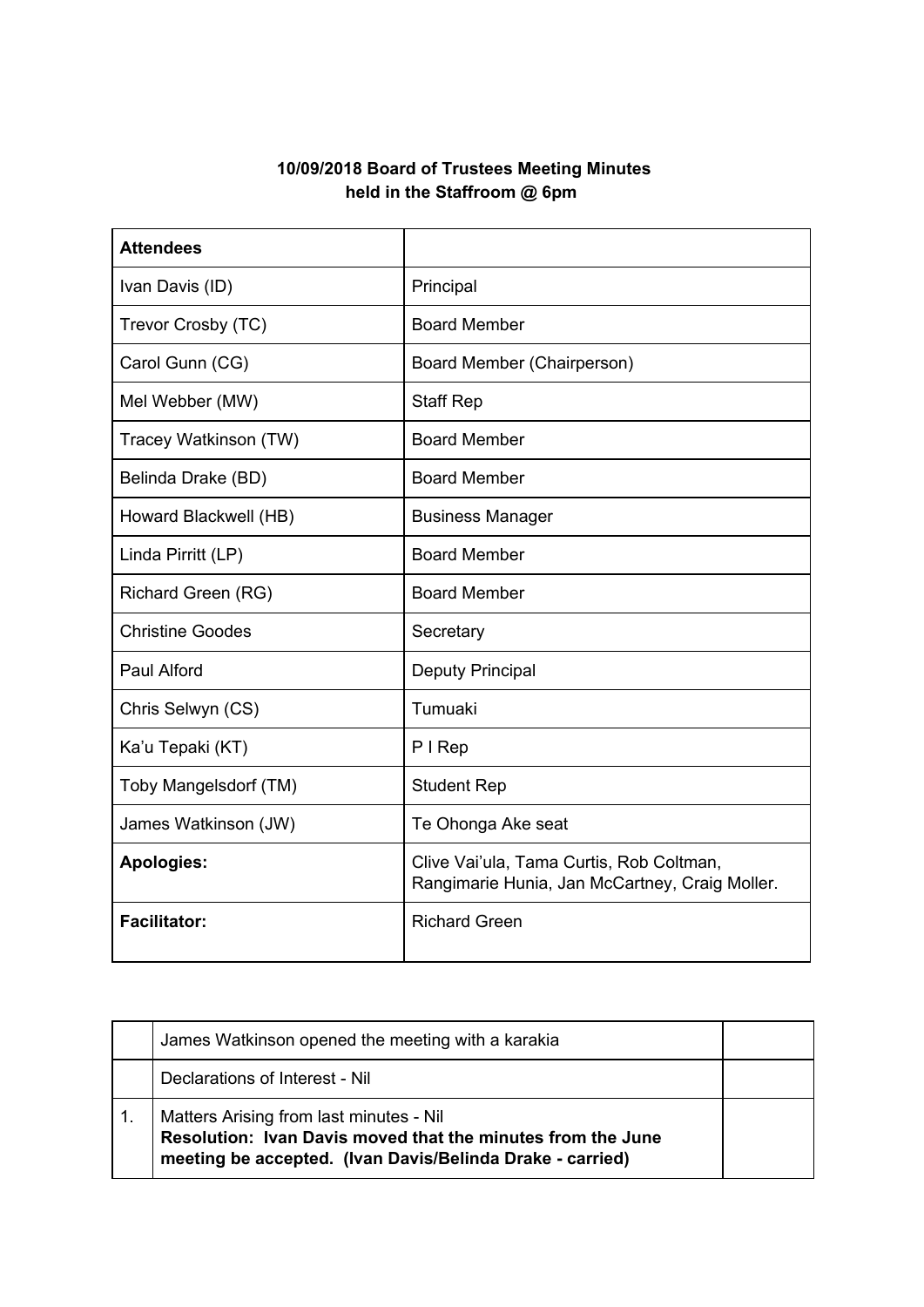**10/09/2018 Board of Trustees Meeting Minutes**
**held in the Staffroom @ 6pm**

| **Attendees** | |
|---|---|
| Ivan Davis (ID) | Principal |
| Trevor Crosby (TC) | Board Member |
| Carol Gunn (CG) | Board Member (Chairperson) |
| Mel Webber (MW) | Staff Rep |
| Tracey Watkinson (TW) | Board Member |
| Belinda Drake (BD) | Board Member |
| Howard Blackwell (HB) | Business Manager |
| Linda Pirritt (LP) | Board Member |
| Richard Green (RG) | Board Member |
| Christine Goodes | Secretary |
| Paul Alford | Deputy Principal |
| Chris Selwyn (CS) | Tumuaki |
| Ka'u Tepaki (KT) | P I Rep |
| Toby Mangelsdorf (TM) | Student Rep |
| James Watkinson (JW) | Te Ohonga Ake seat |
| **Apologies:** | Clive Vai'ula, Tama Curtis, Rob Coltman, Rangimarie Hunia, Jan McCartney, Craig Moller. |
| **Facilitator:** | Richard Green |

| | | |
|---|---|---|
| | James Watkinson opened the meeting with a karakia | |
| | Declarations of Interest - Nil | |
| 1. | Matters Arising from last minutes - Nil<br>**Resolution: Ivan Davis moved that the minutes from the June meeting be accepted. (Ivan Davis/Belinda Drake - carried)** | |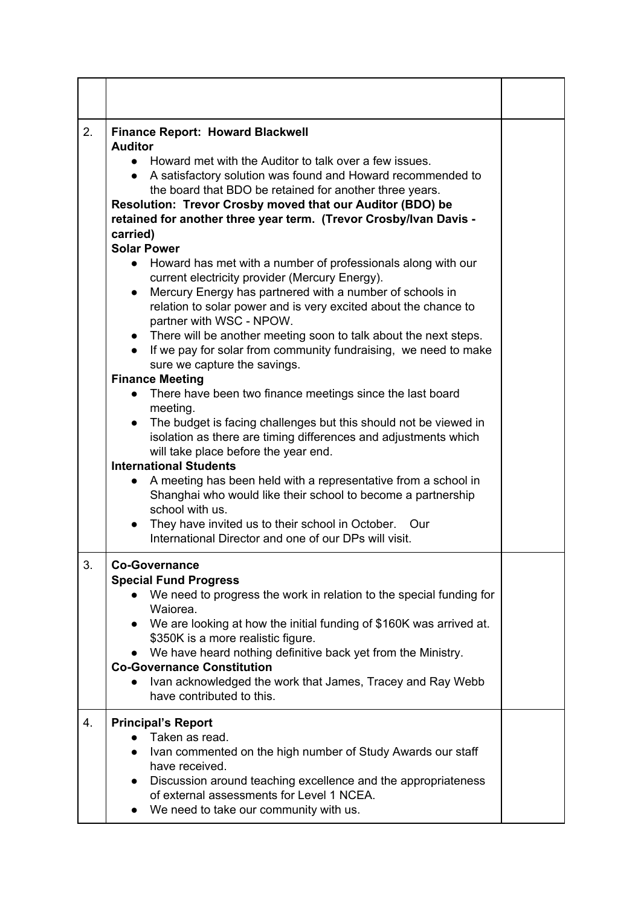| | | |
|---|---|---|
| | | |
| 2. | **Finance Report: Howard Blackwell**<br>**Auditor**<br>• Howard met with the Auditor to talk over a few issues.<br>• A satisfactory solution was found and Howard recommended to the board that BDO be retained for another three years.<br>**Resolution: Trevor Crosby moved that our Auditor (BDO) be retained for another three year term. (Trevor Crosby/Ivan Davis - carried)**<br>**Solar Power**<br>• Howard has met with a number of professionals along with our current electricity provider (Mercury Energy).<br>• Mercury Energy has partnered with a number of schools in relation to solar power and is very excited about the chance to partner with WSC - NPOW.<br>• There will be another meeting soon to talk about the next steps.<br>• If we pay for solar from community fundraising, we need to make sure we capture the savings.<br>**Finance Meeting**<br>• There have been two finance meetings since the last board meeting.<br>• The budget is facing challenges but this should not be viewed in isolation as there are timing differences and adjustments which will take place before the year end.<br>**International Students**<br>• A meeting has been held with a representative from a school in Shanghai who would like their school to become a partnership school with us.<br>• They have invited us to their school in October. Our International Director and one of our DPs will visit. | |
| 3. | **Co-Governance**<br>**Special Fund Progress**<br>• We need to progress the work in relation to the special funding for Waiorea.<br>• We are looking at how the initial funding of $160K was arrived at. $350K is a more realistic figure.<br>• We have heard nothing definitive back yet from the Ministry.<br>**Co-Governance Constitution**<br>• Ivan acknowledged the work that James, Tracey and Ray Webb have contributed to this. | |
| 4. | **Principal's Report**<br>• Taken as read.<br>• Ivan commented on the high number of Study Awards our staff have received.<br>• Discussion around teaching excellence and the appropriateness of external assessments for Level 1 NCEA.<br>• We need to take our community with us. | |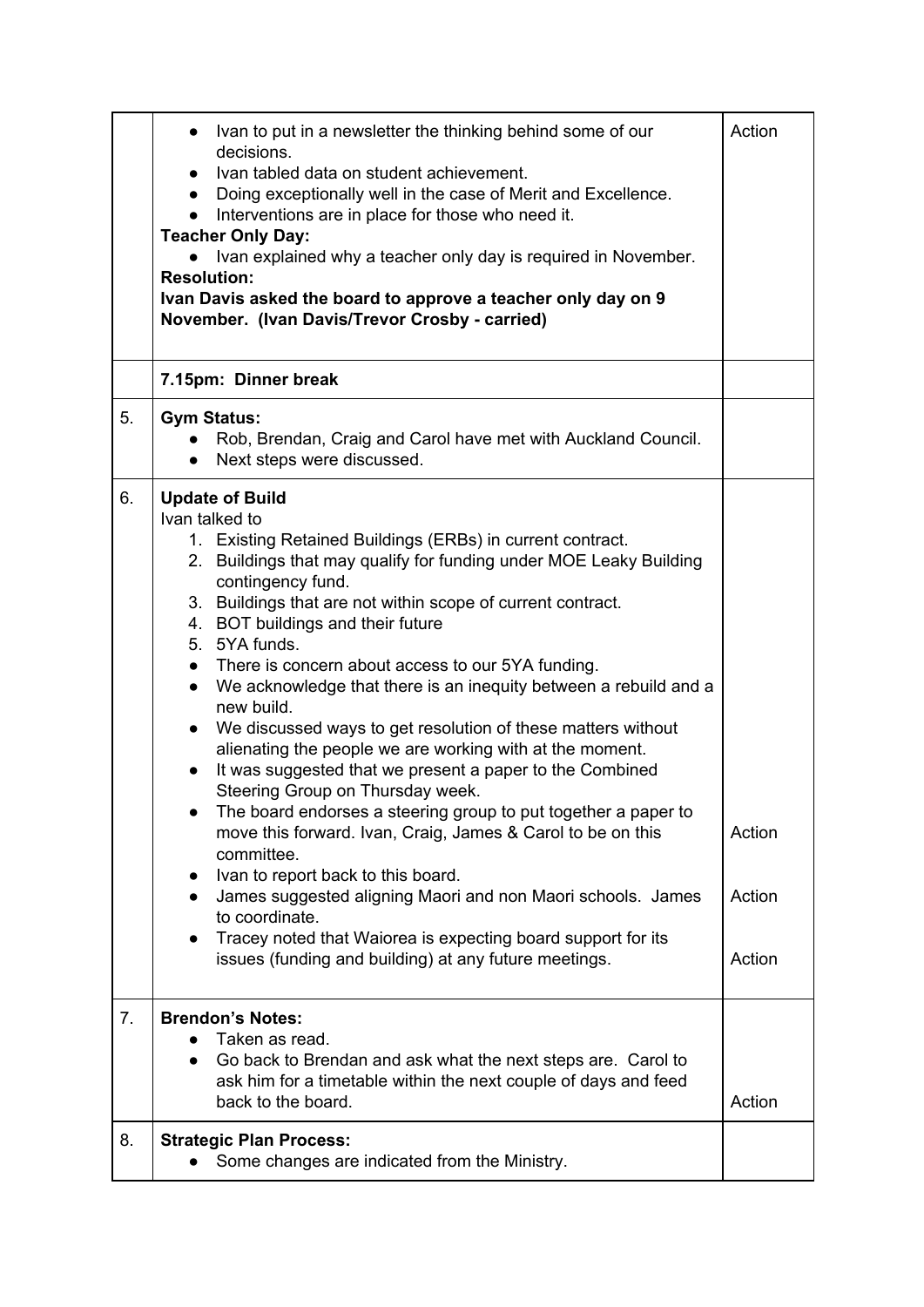| | | |
|---|---|---|
| | • Ivan to put in a newsletter the thinking behind some of our decisions.<br>• Ivan tabled data on student achievement.<br>• Doing exceptionally well in the case of Merit and Excellence.<br>• Interventions are in place for those who need it.<br>**Teacher Only Day:**<br>• Ivan explained why a teacher only day is required in November.<br>**Resolution:**<br>**Ivan Davis asked the board to approve a teacher only day on 9 November. (Ivan Davis/Trevor Crosby - carried)** | Action |
| | **7.15pm: Dinner break** | |
| 5. | **Gym Status:**<br>• Rob, Brendan, Craig and Carol have met with Auckland Council.<br>• Next steps were discussed. | |
| 6. | **Update of Build**<br>Ivan talked to<br>1. Existing Retained Buildings (ERBs) in current contract.<br>2. Buildings that may qualify for funding under MOE Leaky Building contingency fund.<br>3. Buildings that are not within scope of current contract.<br>4. BOT buildings and their future<br>5. 5YA funds.<br>• There is concern about access to our 5YA funding.<br>• We acknowledge that there is an inequity between a rebuild and a new build.<br>• We discussed ways to get resolution of these matters without alienating the people we are working with at the moment.<br>• It was suggested that we present a paper to the Combined Steering Group on Thursday week.<br>• The board endorses a steering group to put together a paper to move this forward. Ivan, Craig, James & Carol to be on this committee.<br>• Ivan to report back to this board.<br>• James suggested aligning Maori and non Maori schools. James to coordinate.<br>• Tracey noted that Waiorea is expecting board support for its issues (funding and building) at any future meetings. | Action<br>Action<br>Action |
| 7. | **Brendon's Notes:**<br>• Taken as read.<br>• Go back to Brendan and ask what the next steps are. Carol to ask him for a timetable within the next couple of days and feed back to the board. | Action |
| 8. | **Strategic Plan Process:**<br>• Some changes are indicated from the Ministry. | |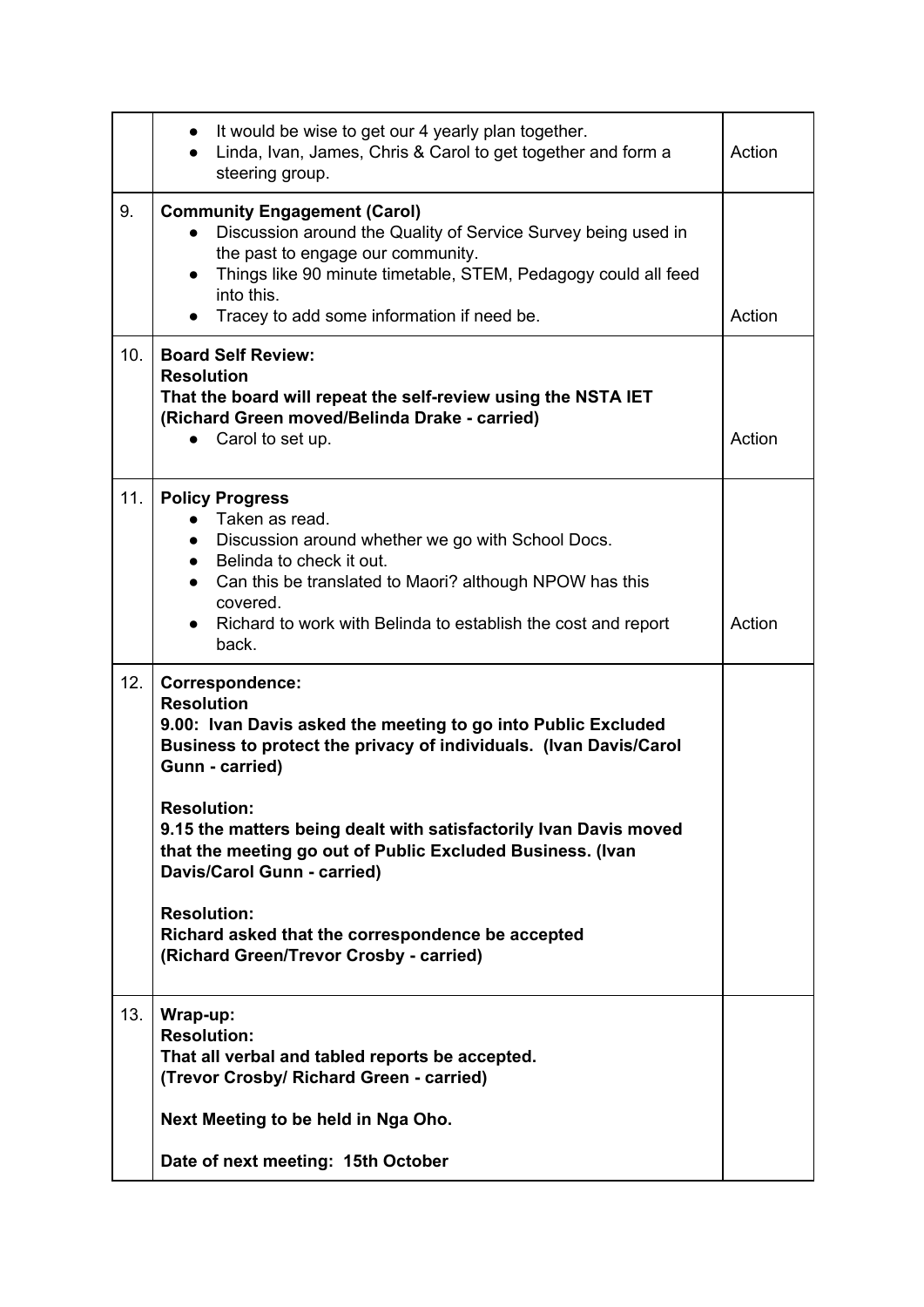| | | |
|---|---|---|
| | • It would be wise to get our 4 yearly plan together.<br>• Linda, Ivan, James, Chris & Carol to get together and form a steering group. | Action |
| 9. | **Community Engagement (Carol)**<br>• Discussion around the Quality of Service Survey being used in the past to engage our community.<br>• Things like 90 minute timetable, STEM, Pedagogy could all feed into this.<br>• Tracey to add some information if need be. | Action |
| 10. | **Board Self Review:**<br>**Resolution**<br>**That the board will repeat the self-review using the NSTA IET (Richard Green moved/Belinda Drake - carried)**<br>• Carol to set up. | Action |
| 11. | **Policy Progress**<br>• Taken as read.<br>• Discussion around whether we go with School Docs.<br>• Belinda to check it out.<br>• Can this be translated to Maori? although NPOW has this covered.<br>• Richard to work with Belinda to establish the cost and report back. | Action |
| 12. | **Correspondence:**<br>**Resolution**<br>**9.00: Ivan Davis asked the meeting to go into Public Excluded Business to protect the privacy of individuals. (Ivan Davis/Carol Gunn - carried)**<br><br>**Resolution:**<br>**9.15 the matters being dealt with satisfactorily Ivan Davis moved that the meeting go out of Public Excluded Business. (Ivan Davis/Carol Gunn - carried)**<br><br>**Resolution:**<br>**Richard asked that the correspondence be accepted (Richard Green/Trevor Crosby - carried)** | |
| 13. | **Wrap-up:**<br>**Resolution:**<br>**That all verbal and tabled reports be accepted. (Trevor Crosby/ Richard Green - carried)**<br><br>**Next Meeting to be held in Nga Oho.**<br><br>**Date of next meeting: 15th October** | |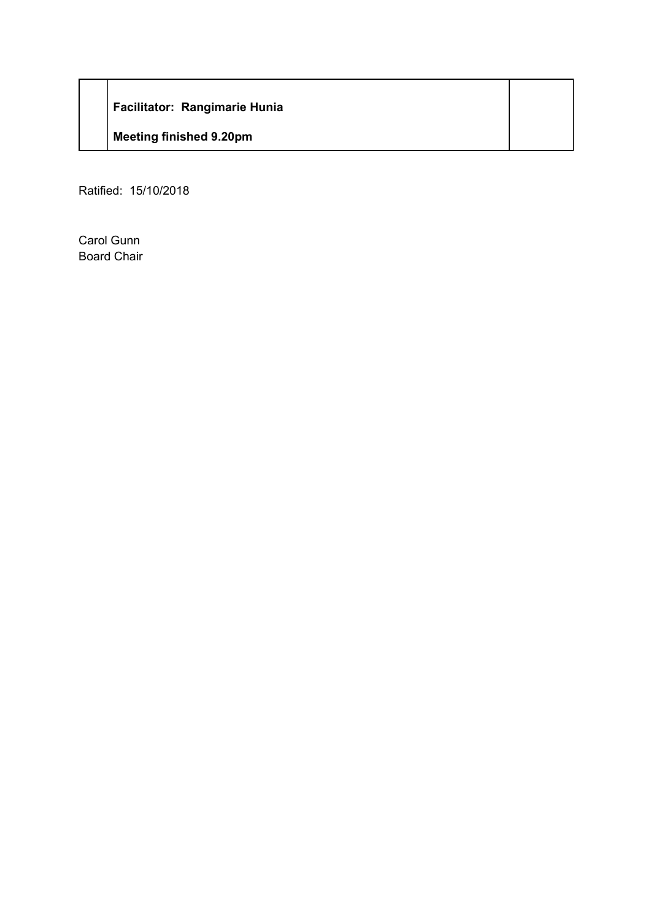| | | |
|---|---|---|
| | **Facilitator: Rangimarie Hunia**<br><br>**Meeting finished 9.20pm** | |

Ratified: 15/10/2018

Carol Gunn
Board Chair